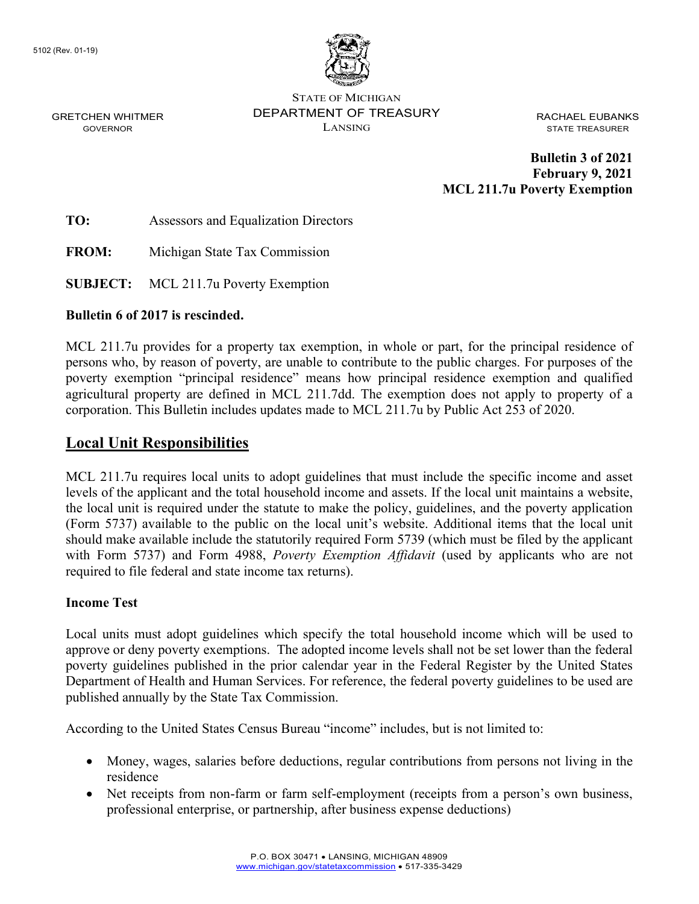5102 (Rev. 01-19)

STATE OF MICHIGAN
DEPARTMENT OF TREASURY
LANSING

GRETCHEN WHITMER
GOVERNOR

RACHAEL EUBANKS
STATE TREASURER

**Bulletin 3 of 2021**
**February 9, 2021**
**MCL 211.7u Poverty Exemption**

**TO:** Assessors and Equalization Directors

**FROM:** Michigan State Tax Commission

**SUBJECT:** MCL 211.7u Poverty Exemption

**Bulletin 6 of 2017 is rescinded.**

MCL 211.7u provides for a property tax exemption, in whole or part, for the principal residence of persons who, by reason of poverty, are unable to contribute to the public charges. For purposes of the poverty exemption "principal residence" means how principal residence exemption and qualified agricultural property are defined in MCL 211.7dd. The exemption does not apply to property of a corporation. This Bulletin includes updates made to MCL 211.7u by Public Act 253 of 2020.

## Local Unit Responsibilities

MCL 211.7u requires local units to adopt guidelines that must include the specific income and asset levels of the applicant and the total household income and assets. If the local unit maintains a website, the local unit is required under the statute to make the policy, guidelines, and the poverty application (Form 5737) available to the public on the local unit's website. Additional items that the local unit should make available include the statutorily required Form 5739 (which must be filed by the applicant with Form 5737) and Form 4988, *Poverty Exemption Affidavit* (used by applicants who are not required to file federal and state income tax returns).

### Income Test

Local units must adopt guidelines which specify the total household income which will be used to approve or deny poverty exemptions. The adopted income levels shall not be set lower than the federal poverty guidelines published in the prior calendar year in the Federal Register by the United States Department of Health and Human Services. For reference, the federal poverty guidelines to be used are published annually by the State Tax Commission.

According to the United States Census Bureau "income" includes, but is not limited to:

- Money, wages, salaries before deductions, regular contributions from persons not living in the residence
- Net receipts from non-farm or farm self-employment (receipts from a person's own business, professional enterprise, or partnership, after business expense deductions)

P.O. BOX 30471 • LANSING, MICHIGAN 48909
www.michigan.gov/statetaxcommission • 517-335-3429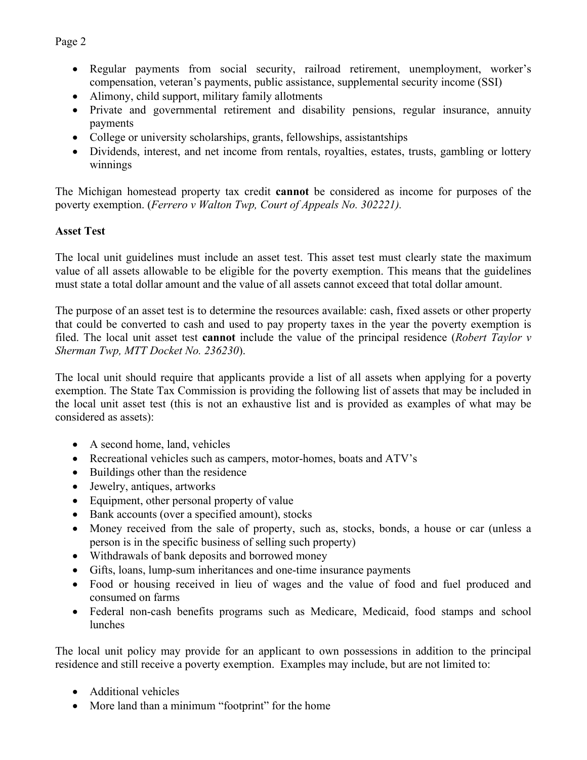- Regular payments from social security, railroad retirement, unemployment, worker's compensation, veteran's payments, public assistance, supplemental security income (SSI)
- Alimony, child support, military family allotments
- Private and governmental retirement and disability pensions, regular insurance, annuity payments
- College or university scholarships, grants, fellowships, assistantships
- Dividends, interest, and net income from rentals, royalties, estates, trusts, gambling or lottery winnings

The Michigan homestead property tax credit **cannot** be considered as income for purposes of the poverty exemption. (*Ferrero v Walton Twp, Court of Appeals No. 302221).*

**Asset Test**

The local unit guidelines must include an asset test. This asset test must clearly state the maximum value of all assets allowable to be eligible for the poverty exemption. This means that the guidelines must state a total dollar amount and the value of all assets cannot exceed that total dollar amount.

The purpose of an asset test is to determine the resources available: cash, fixed assets or other property that could be converted to cash and used to pay property taxes in the year the poverty exemption is filed. The local unit asset test **cannot** include the value of the principal residence (*Robert Taylor v Sherman Twp, MTT Docket No. 236230*).

The local unit should require that applicants provide a list of all assets when applying for a poverty exemption. The State Tax Commission is providing the following list of assets that may be included in the local unit asset test (this is not an exhaustive list and is provided as examples of what may be considered as assets):

- A second home, land, vehicles
- Recreational vehicles such as campers, motor-homes, boats and ATV's
- Buildings other than the residence
- Jewelry, antiques, artworks
- Equipment, other personal property of value
- Bank accounts (over a specified amount), stocks
- Money received from the sale of property, such as, stocks, bonds, a house or car (unless a person is in the specific business of selling such property)
- Withdrawals of bank deposits and borrowed money
- Gifts, loans, lump-sum inheritances and one-time insurance payments
- Food or housing received in lieu of wages and the value of food and fuel produced and consumed on farms
- Federal non-cash benefits programs such as Medicare, Medicaid, food stamps and school lunches

The local unit policy may provide for an applicant to own possessions in addition to the principal residence and still receive a poverty exemption. Examples may include, but are not limited to:

- Additional vehicles
- More land than a minimum "footprint" for the home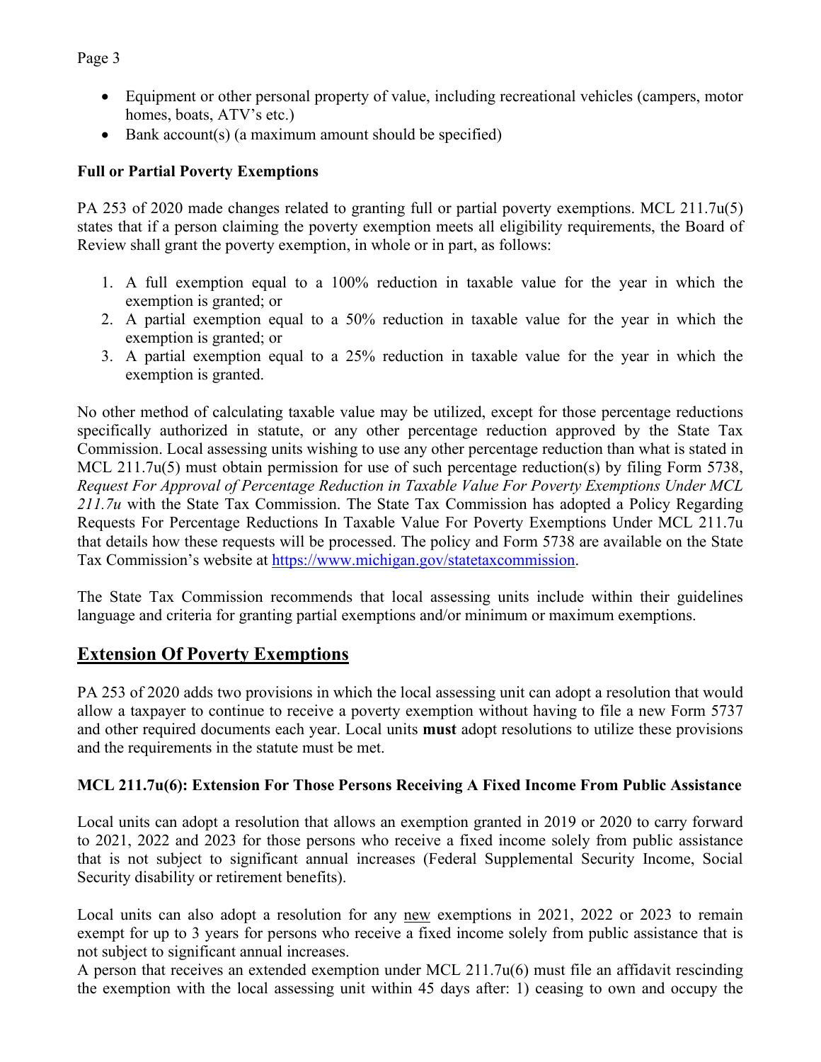- Equipment or other personal property of value, including recreational vehicles (campers, motor homes, boats, ATV's etc.)
- Bank account(s) (a maximum amount should be specified)

**Full or Partial Poverty Exemptions**

PA 253 of 2020 made changes related to granting full or partial poverty exemptions. MCL 211.7u(5) states that if a person claiming the poverty exemption meets all eligibility requirements, the Board of Review shall grant the poverty exemption, in whole or in part, as follows:

1. A full exemption equal to a 100% reduction in taxable value for the year in which the exemption is granted; or
2. A partial exemption equal to a 50% reduction in taxable value for the year in which the exemption is granted; or
3. A partial exemption equal to a 25% reduction in taxable value for the year in which the exemption is granted.

No other method of calculating taxable value may be utilized, except for those percentage reductions specifically authorized in statute, or any other percentage reduction approved by the State Tax Commission. Local assessing units wishing to use any other percentage reduction than what is stated in MCL 211.7u(5) must obtain permission for use of such percentage reduction(s) by filing Form 5738, *Request For Approval of Percentage Reduction in Taxable Value For Poverty Exemptions Under MCL 211.7u* with the State Tax Commission. The State Tax Commission has adopted a Policy Regarding Requests For Percentage Reductions In Taxable Value For Poverty Exemptions Under MCL 211.7u that details how these requests will be processed. The policy and Form 5738 are available on the State Tax Commission's website at https://www.michigan.gov/statetaxcommission.

The State Tax Commission recommends that local assessing units include within their guidelines language and criteria for granting partial exemptions and/or minimum or maximum exemptions.

## Extension Of Poverty Exemptions

PA 253 of 2020 adds two provisions in which the local assessing unit can adopt a resolution that would allow a taxpayer to continue to receive a poverty exemption without having to file a new Form 5737 and other required documents each year. Local units **must** adopt resolutions to utilize these provisions and the requirements in the statute must be met.

**MCL 211.7u(6): Extension For Those Persons Receiving A Fixed Income From Public Assistance**

Local units can adopt a resolution that allows an exemption granted in 2019 or 2020 to carry forward to 2021, 2022 and 2023 for those persons who receive a fixed income solely from public assistance that is not subject to significant annual increases (Federal Supplemental Security Income, Social Security disability or retirement benefits).

Local units can also adopt a resolution for any new exemptions in 2021, 2022 or 2023 to remain exempt for up to 3 years for persons who receive a fixed income solely from public assistance that is not subject to significant annual increases.
A person that receives an extended exemption under MCL 211.7u(6) must file an affidavit rescinding the exemption with the local assessing unit within 45 days after: 1) ceasing to own and occupy the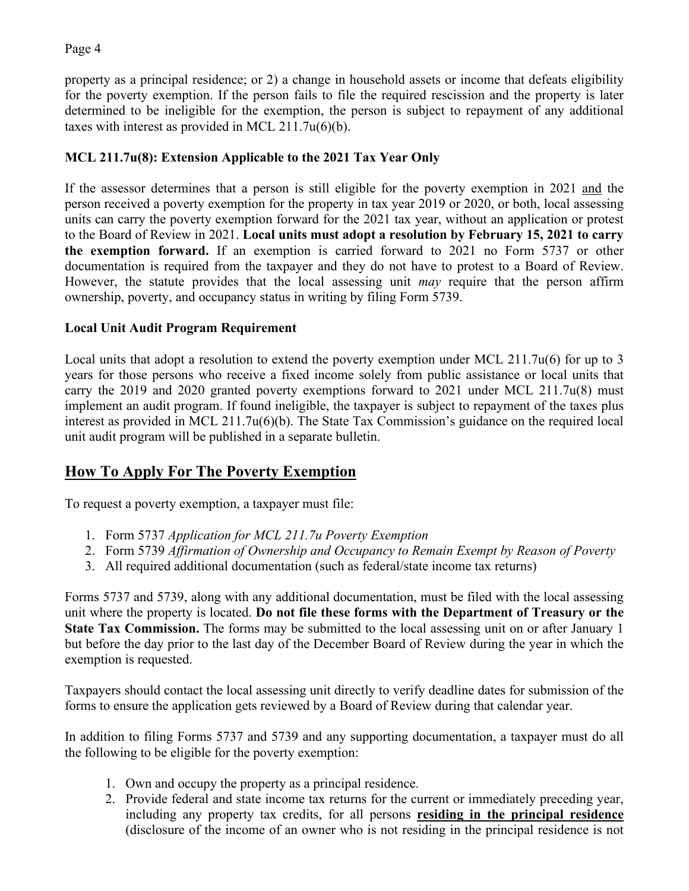property as a principal residence; or 2) a change in household assets or income that defeats eligibility for the poverty exemption. If the person fails to file the required rescission and the property is later determined to be ineligible for the exemption, the person is subject to repayment of any additional taxes with interest as provided in MCL 211.7u(6)(b).

### MCL 211.7u(8): Extension Applicable to the 2021 Tax Year Only

If the assessor determines that a person is still eligible for the poverty exemption in 2021 and the person received a poverty exemption for the property in tax year 2019 or 2020, or both, local assessing units can carry the poverty exemption forward for the 2021 tax year, without an application or protest to the Board of Review in 2021. **Local units must adopt a resolution by February 15, 2021 to carry the exemption forward.** If an exemption is carried forward to 2021 no Form 5737 or other documentation is required from the taxpayer and they do not have to protest to a Board of Review. However, the statute provides that the local assessing unit *may* require that the person affirm ownership, poverty, and occupancy status in writing by filing Form 5739.

### Local Unit Audit Program Requirement

Local units that adopt a resolution to extend the poverty exemption under MCL 211.7u(6) for up to 3 years for those persons who receive a fixed income solely from public assistance or local units that carry the 2019 and 2020 granted poverty exemptions forward to 2021 under MCL 211.7u(8) must implement an audit program. If found ineligible, the taxpayer is subject to repayment of the taxes plus interest as provided in MCL 211.7u(6)(b). The State Tax Commission's guidance on the required local unit audit program will be published in a separate bulletin.

## How To Apply For The Poverty Exemption

To request a poverty exemption, a taxpayer must file:

1. Form 5737 *Application for MCL 211.7u Poverty Exemption*
2. Form 5739 *Affirmation of Ownership and Occupancy to Remain Exempt by Reason of Poverty*
3. All required additional documentation (such as federal/state income tax returns)

Forms 5737 and 5739, along with any additional documentation, must be filed with the local assessing unit where the property is located. **Do not file these forms with the Department of Treasury or the State Tax Commission.** The forms may be submitted to the local assessing unit on or after January 1 but before the day prior to the last day of the December Board of Review during the year in which the exemption is requested.

Taxpayers should contact the local assessing unit directly to verify deadline dates for submission of the forms to ensure the application gets reviewed by a Board of Review during that calendar year.

In addition to filing Forms 5737 and 5739 and any supporting documentation, a taxpayer must do all the following to be eligible for the poverty exemption:

1. Own and occupy the property as a principal residence.
2. Provide federal and state income tax returns for the current or immediately preceding year, including any property tax credits, for all persons **residing in the principal residence** (disclosure of the income of an owner who is not residing in the principal residence is not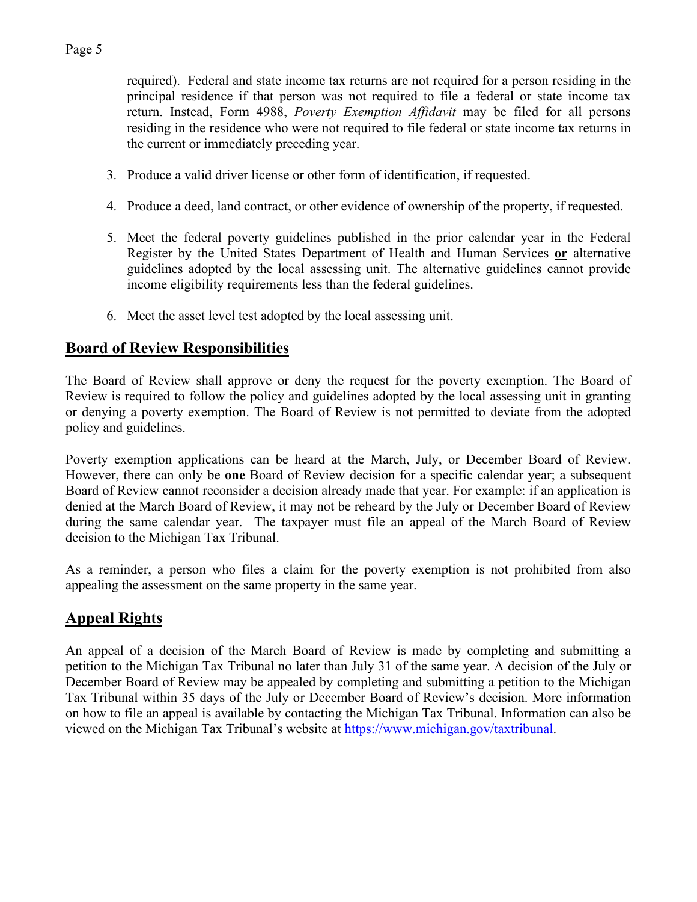required). Federal and state income tax returns are not required for a person residing in the principal residence if that person was not required to file a federal or state income tax return. Instead, Form 4988, *Poverty Exemption Affidavit* may be filed for all persons residing in the residence who were not required to file federal or state income tax returns in the current or immediately preceding year.

3. Produce a valid driver license or other form of identification, if requested.

4. Produce a deed, land contract, or other evidence of ownership of the property, if requested.

5. Meet the federal poverty guidelines published in the prior calendar year in the Federal Register by the United States Department of Health and Human Services **or** alternative guidelines adopted by the local assessing unit. The alternative guidelines cannot provide income eligibility requirements less than the federal guidelines.

6. Meet the asset level test adopted by the local assessing unit.

## Board of Review Responsibilities

The Board of Review shall approve or deny the request for the poverty exemption. The Board of Review is required to follow the policy and guidelines adopted by the local assessing unit in granting or denying a poverty exemption. The Board of Review is not permitted to deviate from the adopted policy and guidelines.

Poverty exemption applications can be heard at the March, July, or December Board of Review. However, there can only be **one** Board of Review decision for a specific calendar year; a subsequent Board of Review cannot reconsider a decision already made that year. For example: if an application is denied at the March Board of Review, it may not be reheard by the July or December Board of Review during the same calendar year. The taxpayer must file an appeal of the March Board of Review decision to the Michigan Tax Tribunal.

As a reminder, a person who files a claim for the poverty exemption is not prohibited from also appealing the assessment on the same property in the same year.

## Appeal Rights

An appeal of a decision of the March Board of Review is made by completing and submitting a petition to the Michigan Tax Tribunal no later than July 31 of the same year. A decision of the July or December Board of Review may be appealed by completing and submitting a petition to the Michigan Tax Tribunal within 35 days of the July or December Board of Review's decision. More information on how to file an appeal is available by contacting the Michigan Tax Tribunal. Information can also be viewed on the Michigan Tax Tribunal's website at [https://www.michigan.gov/taxtribunal](https://www.michigan.gov/taxtribunal).